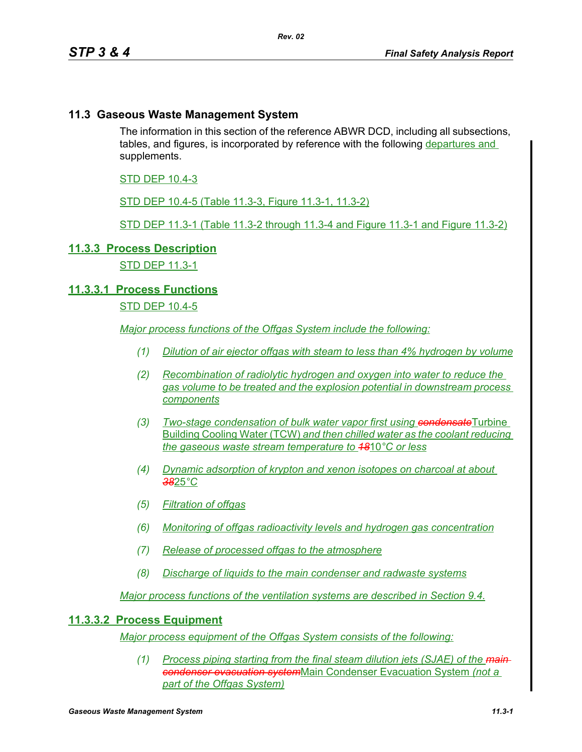## 11.3 Gaseous Waste Management System

The information in this section of the reference ABWR DCD, including all subsections, tables, and figures, is incorporated by reference with the following departures and supplements.

STD DEP 10.4-3

STD DEP 10.4-5 (Table 11.3-3, Figure 11.3-1, 11.3-2)

STD DEP 11.3-1 (Table 11.3-2 through 11.3-4 and Figure 11.3-1 and Figure 11.3-2)

### 11.3.3 Process Description

STD DEP 11.3-1

#### 11.3.3.1 Process Functions

STD DEP 10.4-5

*Major process functions of the Offgas System include the following:*

1. *Dilution of air ejector offgas with steam to less than 4% hydrogen by volume*
2. *Recombination of radiolytic hydrogen and oxygen into water to reduce the gas volume to be treated and the explosion potential in downstream process components*
3. *Two-stage condensation of bulk water vapor first using ~~condensate~~*Turbine Building Cooling Water (TCW) *and then chilled water as the coolant reducing the gaseous waste stream temperature to ~~18~~*10°C *or less*
4. *Dynamic adsorption of krypton and xenon isotopes on charcoal at about ~~38~~25°C*
5. *Filtration of offgas*
6. *Monitoring of offgas radioactivity levels and hydrogen gas concentration*
7. *Release of processed offgas to the atmosphere*
8. *Discharge of liquids to the main condenser and radwaste systems*

*Major process functions of the ventilation systems are described in Section 9.4.*

#### 11.3.3.2 Process Equipment

*Major process equipment of the Offgas System consists of the following:*

1. *Process piping starting from the final steam dilution jets (SJAE) of the ~~main condenser evacuation system~~*Main Condenser Evacuation System *(not a part of the Offgas System)*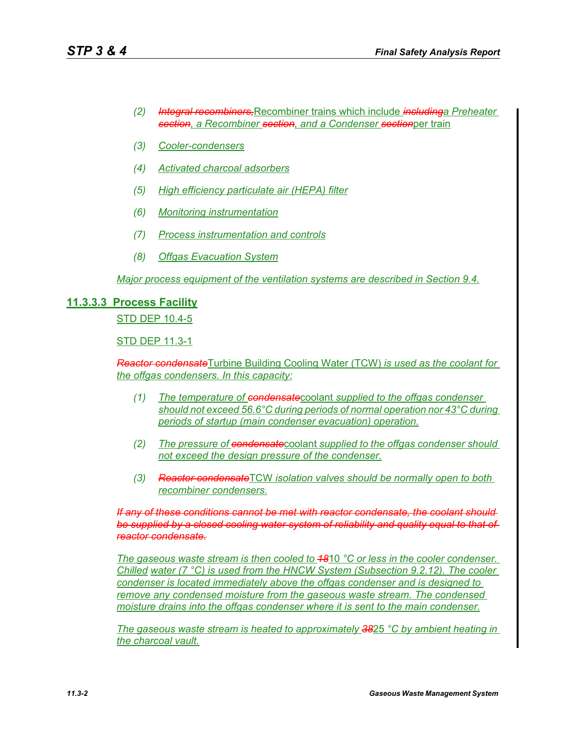(2) ~~*Integral recombiners,*~~Recombiner trains which include ~~*including*~~*a Preheater* ~~*section*~~*, a Recombiner* ~~*section*~~*, and a Condenser* ~~*section*~~per train

(3) *Cooler-condensers*

(4) *Activated charcoal adsorbers*

(5) *High efficiency particulate air (HEPA) filter*

(6) *Monitoring instrumentation*

(7) *Process instrumentation and controls*

(8) *Offgas Evacuation System*

*Major process equipment of the ventilation systems are described in Section 9.4.*

### 11.3.3.3 Process Facility

STD DEP 10.4-5

STD DEP 11.3-1

~~*Reactor condensate*~~Turbine Building Cooling Water (TCW) *is used as the coolant for the offgas condensers. In this capacity:*

(1) *The temperature of* ~~*condensate*~~coolant *supplied to the offgas condenser should not exceed 56.6°C during periods of normal operation nor 43°C during periods of startup (main condenser evacuation) operation.*

(2) *The pressure of* ~~*condensate*~~coolant *supplied to the offgas condenser should not exceed the design pressure of the condenser.*

(3) ~~*Reactor condensate*~~TCW *isolation valves should be normally open to both recombiner condensers.*

~~*If any of these conditions cannot be met with reactor condensate, the coolant should be supplied by a closed cooling water system of reliability and quality equal to that of reactor condensate.*~~

*The gaseous waste stream is then cooled to* ~~*18*~~10 *°C or less in the cooler condenser. Chilled water (7 °C) is used from the HNCW System (Subsection 9.2.12). The cooler condenser is located immediately above the offgas condenser and is designed to remove any condensed moisture from the gaseous waste stream. The condensed moisture drains into the offgas condenser where it is sent to the main condenser.*

*The gaseous waste stream is heated to approximately* ~~*38*~~25 *°C by ambient heating in the charcoal vault.*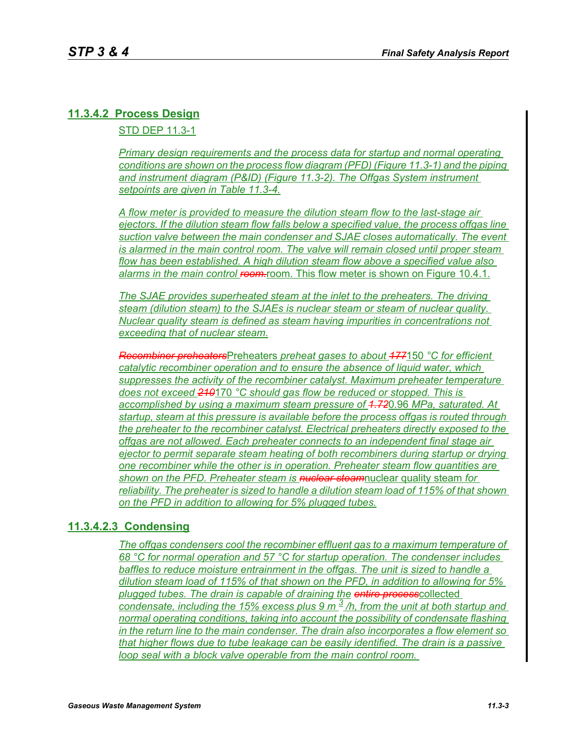## 11.3.4.2 Process Design

STD DEP 11.3-1

*Primary design requirements and the process data for startup and normal operating conditions are shown on the process flow diagram (PFD) (Figure 11.3-1) and the piping and instrument diagram (P&ID) (Figure 11.3-2). The Offgas System instrument setpoints are given in Table 11.3-4.*

*A flow meter is provided to measure the dilution steam flow to the last-stage air ejectors. If the dilution steam flow falls below a specified value, the process offgas line suction valve between the main condenser and SJAE closes automatically. The event is alarmed in the main control room. The valve will remain closed until proper steam flow has been established. A high dilution steam flow above a specified value also alarms in the main control ~~room.~~* room. This flow meter is shown on Figure 10.4.1.

*The SJAE provides superheated steam at the inlet to the preheaters. The driving steam (dilution steam) to the SJAEs is nuclear steam or steam of nuclear quality. Nuclear quality steam is defined as steam having impurities in concentrations not exceeding that of nuclear steam.*

~~*Recombiner preheaters*~~Preheaters *preheat gases to about ~~177~~*150 *°C for efficient catalytic recombiner operation and to ensure the absence of liquid water, which suppresses the activity of the recombiner catalyst. Maximum preheater temperature does not exceed ~~210~~*170 *°C should gas flow be reduced or stopped. This is accomplished by using a maximum steam pressure of ~~1.72~~*0.96 *MPa, saturated. At startup, steam at this pressure is available before the process offgas is routed through the preheater to the recombiner catalyst. Electrical preheaters directly exposed to the offgas are not allowed. Each preheater connects to an independent final stage air ejector to permit separate steam heating of both recombiners during startup or drying one recombiner while the other is in operation. Preheater steam flow quantities are shown on the PFD. Preheater steam is ~~nuclear steam~~*nuclear quality steam *for reliability. The preheater is sized to handle a dilution steam load of 115% of that shown on the PFD in addition to allowing for 5% plugged tubes.*

## 11.3.4.2.3 Condensing

*The offgas condensers cool the recombiner effluent gas to a maximum temperature of 68 °C for normal operation and 57 °C for startup operation. The condenser includes baffles to reduce moisture entrainment in the offgas. The unit is sized to handle a dilution steam load of 115% of that shown on the PFD, in addition to allowing for 5% plugged tubes. The drain is capable of draining the ~~entire process~~*collected *condensate, including the 15% excess plus 9 $m^3$/h, from the unit at both startup and normal operating conditions, taking into account the possibility of condensate flashing in the return line to the main condenser. The drain also incorporates a flow element so that higher flows due to tube leakage can be easily identified. The drain is a passive loop seal with a block valve operable from the main control room.*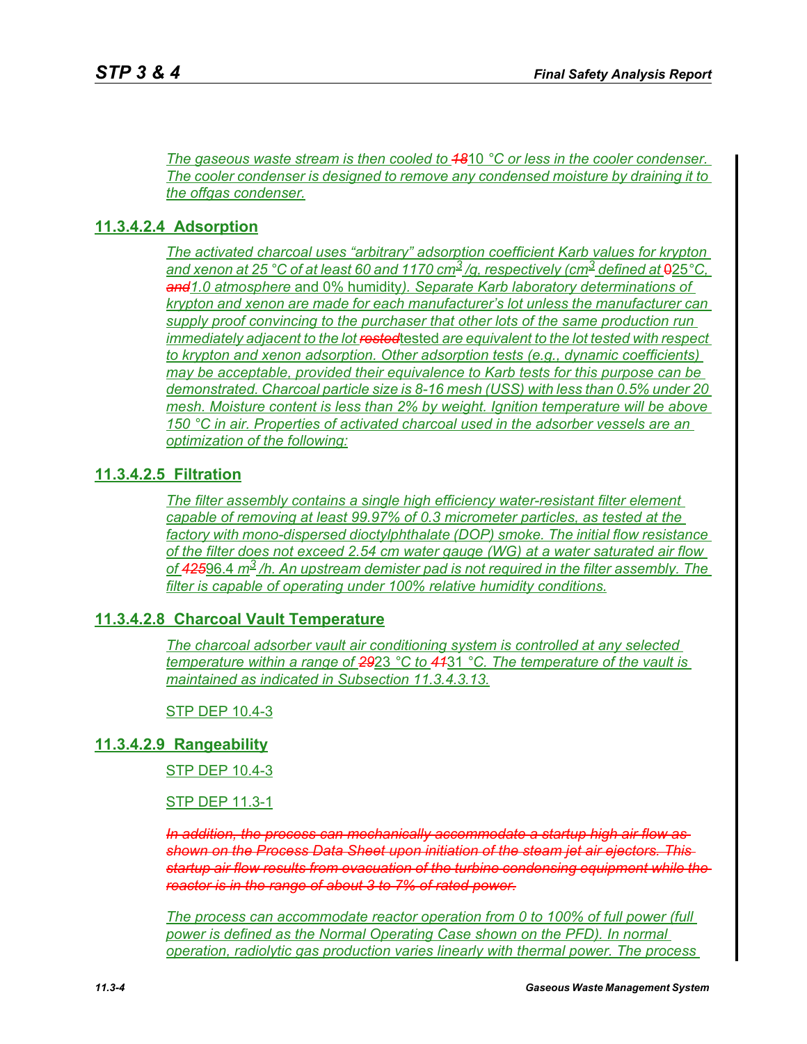*The gaseous waste stream is then cooled to ~~18~~10 °C or less in the cooler condenser. The cooler condenser is designed to remove any condensed moisture by draining it to the offgas condenser.*

## 11.3.4.2.4 Adsorption

*The activated charcoal uses "arbitrary" adsorption coefficient Karb values for krypton and xenon at 25 °C of at least 60 and 1170 $cm^3$/g, respectively ($cm^3$ defined at ~~0~~25°C, ~~and~~1.0 atmosphere* and 0% humidity*). Separate Karb laboratory determinations of krypton and xenon are made for each manufacturer's lot unless the manufacturer can supply proof convincing to the purchaser that other lots of the same production run immediately adjacent to the lot ~~rested~~*tested *are equivalent to the lot tested with respect to krypton and xenon adsorption. Other adsorption tests (e.g., dynamic coefficients) may be acceptable, provided their equivalence to Karb tests for this purpose can be demonstrated. Charcoal particle size is 8-16 mesh (USS) with less than 0.5% under 20 mesh. Moisture content is less than 2% by weight. Ignition temperature will be above 150 °C in air. Properties of activated charcoal used in the adsorber vessels are an optimization of the following:*

## 11.3.4.2.5 Filtration

*The filter assembly contains a single high efficiency water-resistant filter element capable of removing at least 99.97% of 0.3 micrometer particles, as tested at the factory with mono-dispersed dioctylphthalate (DOP) smoke. The initial flow resistance of the filter does not exceed 2.54 cm water gauge (WG) at a water saturated air flow of ~~425~~*96.4 *$m^3$/h. An upstream demister pad is not required in the filter assembly. The filter is capable of operating under 100% relative humidity conditions.*

## 11.3.4.2.8 Charcoal Vault Temperature

*The charcoal adsorber vault air conditioning system is controlled at any selected temperature within a range of ~~29~~*23 *°C to ~~41~~*31 *°C. The temperature of the vault is maintained as indicated in Subsection 11.3.4.3.13.*

STP DEP 10.4-3

## 11.3.4.2.9 Rangeability

STP DEP 10.4-3

STP DEP 11.3-1

~~*In addition, the process can mechanically accommodate a startup high air flow as shown on the Process Data Sheet upon initiation of the steam jet air ejectors. This startup air flow results from evacuation of the turbine condensing equipment while the reactor is in the range of about 3 to 7% of rated power.*~~

*The process can accommodate reactor operation from 0 to 100% of full power (full power is defined as the Normal Operating Case shown on the PFD). In normal operation, radiolytic gas production varies linearly with thermal power. The process*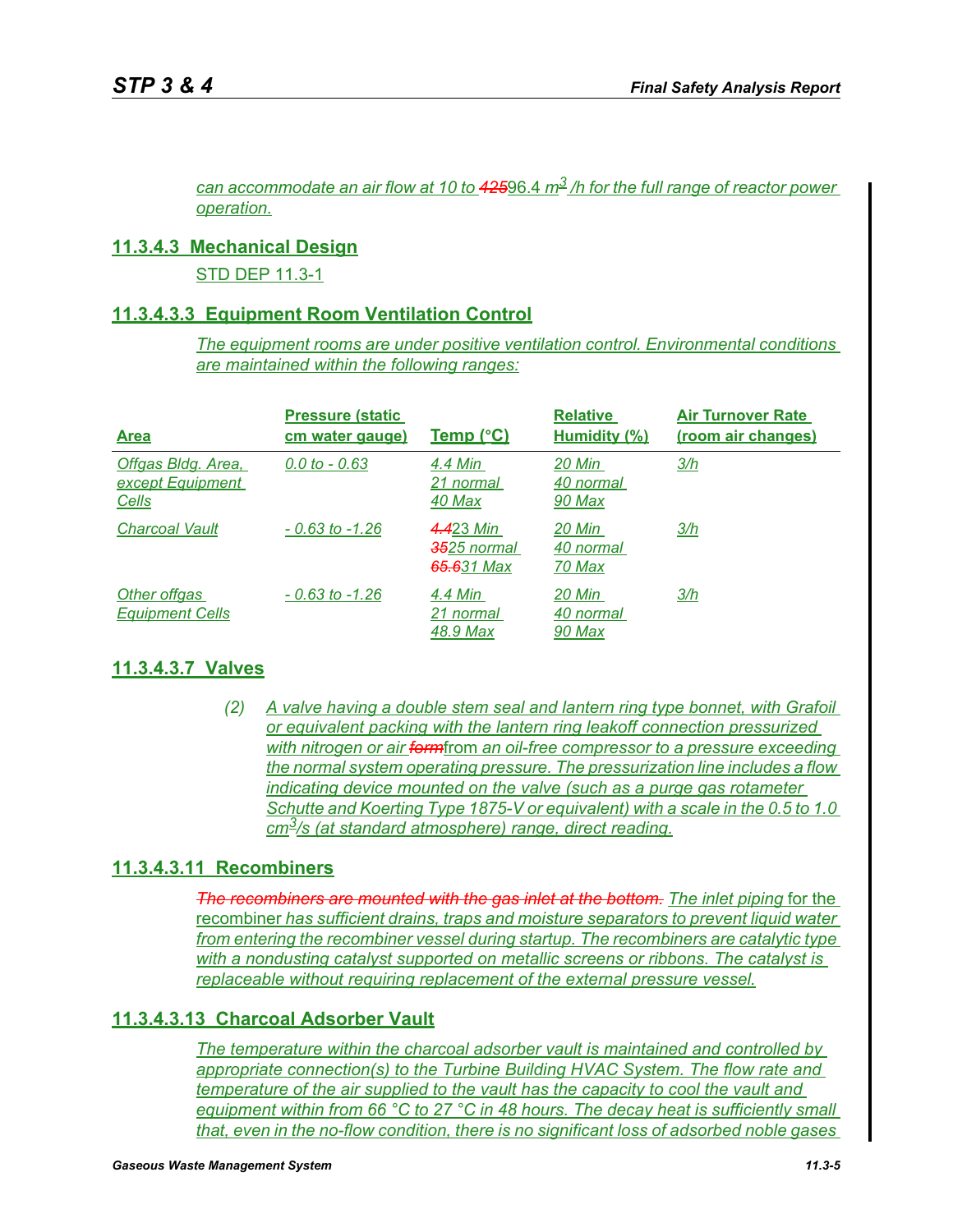can accommodate an air flow at 10 to ~~425~~96.4 $m^3$ /h for the full range of reactor power operation.

### 11.3.4.3 Mechanical Design

STD DEP 11.3-1

#### 11.3.4.3.3 Equipment Room Ventilation Control

*The equipment rooms are under positive ventilation control. Environmental conditions are maintained within the following ranges:*

| Area | Pressure (static cm water gauge) | Temp (°C) | Relative Humidity (%) | Air Turnover Rate (room air changes) |
|---|---|---|---|---|
| *Offgas Bldg. Area, except Equipment Cells* | *0.0 to - 0.63* | *4.4 Min<br>21 normal<br>40 Max* | *20 Min<br>40 normal<br>90 Max* | *3/h* |
| *Charcoal Vault* | *- 0.63 to -1.26* | ~~4.4~~23 Min<br>~~35~~25 normal<br>~~65.6~~31 Max | *20 Min<br>40 normal<br>70 Max* | *3/h* |
| *Other offgas Equipment Cells* | *- 0.63 to -1.26* | *4.4 Min<br>21 normal<br>48.9 Max* | *20 Min<br>40 normal<br>90 Max* | *3/h* |

#### 11.3.4.3.7 Valves

(2) *A valve having a double stem seal and lantern ring type bonnet, with Grafoil or equivalent packing with the lantern ring leakoff connection pressurized with nitrogen or air ~~form~~*from *an oil-free compressor to a pressure exceeding the normal system operating pressure. The pressurization line includes a flow indicating device mounted on the valve (such as a purge gas rotameter Schutte and Koerting Type 1875-V or equivalent) with a scale in the 0.5 to 1.0 $cm^3$/s (at standard atmosphere) range, direct reading.*

#### 11.3.4.3.11 Recombiners

~~*The recombiners are mounted with the gas inlet at the bottom.*~~ *The inlet piping* for the recombiner *has sufficient drains, traps and moisture separators to prevent liquid water from entering the recombiner vessel during startup. The recombiners are catalytic type with a nondusting catalyst supported on metallic screens or ribbons. The catalyst is replaceable without requiring replacement of the external pressure vessel.*

#### 11.3.4.3.13 Charcoal Adsorber Vault

*The temperature within the charcoal adsorber vault is maintained and controlled by appropriate connection(s) to the Turbine Building HVAC System. The flow rate and temperature of the air supplied to the vault has the capacity to cool the vault and equipment within from 66 °C to 27 °C in 48 hours. The decay heat is sufficiently small that, even in the no-flow condition, there is no significant loss of adsorbed noble gases*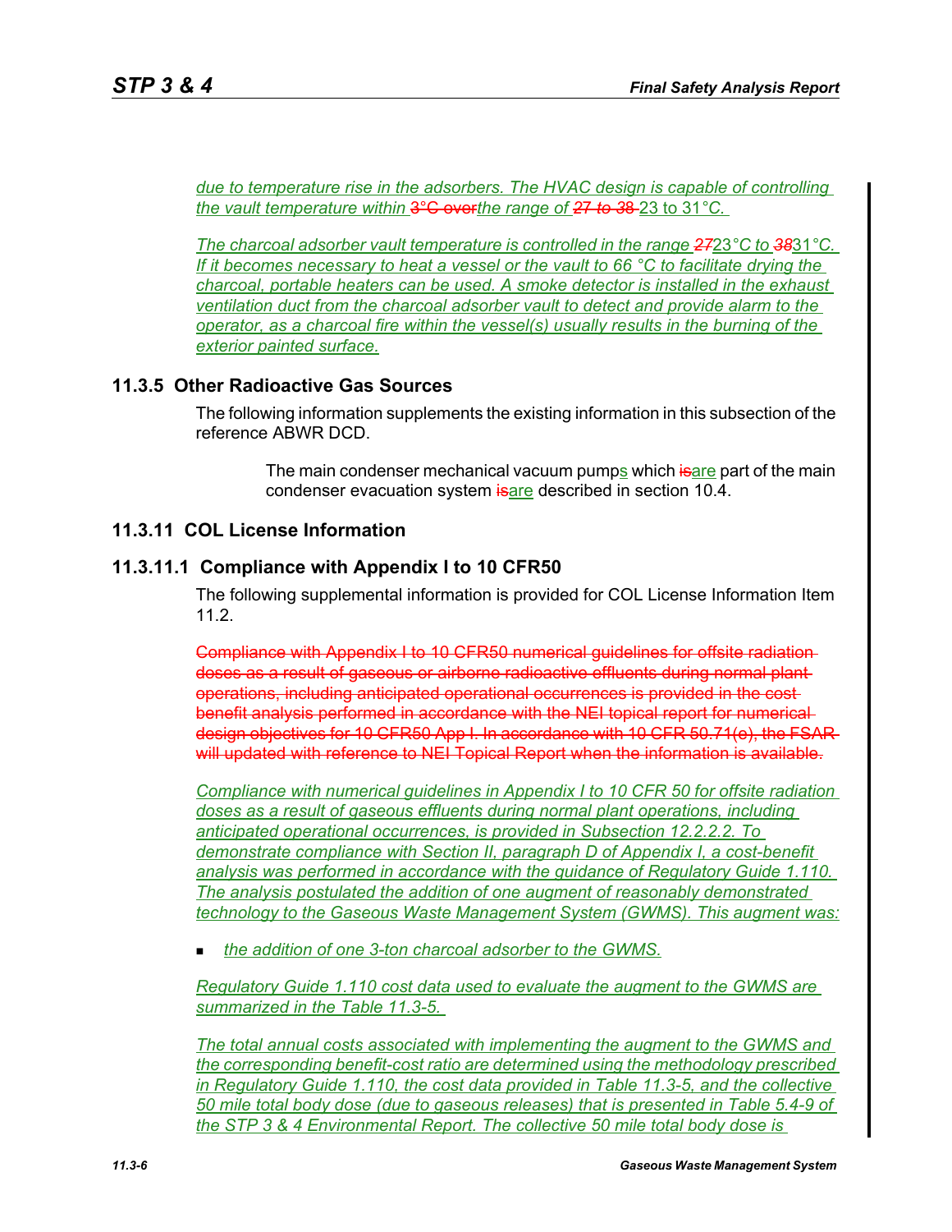*due to temperature rise in the adsorbers. The HVAC design is capable of controlling the vault temperature within* ~~3°C over~~*the range of* ~~27 to 38~~ 23 to 31°C.

*The charcoal adsorber vault temperature is controlled in the range* ~~27~~*23°C to* ~~38~~*31°C. If it becomes necessary to heat a vessel or the vault to 66 °C to facilitate drying the charcoal, portable heaters can be used. A smoke detector is installed in the exhaust ventilation duct from the charcoal adsorber vault to detect and provide alarm to the operator, as a charcoal fire within the vessel(s) usually results in the burning of the exterior painted surface.*

## 11.3.5 Other Radioactive Gas Sources

The following information supplements the existing information in this subsection of the reference ABWR DCD.

> The main condenser mechanical vacuum pumps which ~~is~~are part of the main condenser evacuation system ~~is~~are described in section 10.4.

## 11.3.11 COL License Information

### 11.3.11.1 Compliance with Appendix I to 10 CFR50

The following supplemental information is provided for COL License Information Item 11.2.

~~Compliance with Appendix I to 10 CFR50 numerical guidelines for offsite radiation doses as a result of gaseous or airborne radioactive effluents during normal plant operations, including anticipated operational occurrences is provided in the cost benefit analysis performed in accordance with the NEI topical report for numerical design objectives for 10 CFR50 App I. In accordance with 10 CFR 50.71(e), the FSAR will updated with reference to NEI Topical Report when the information is available.~~

*Compliance with numerical guidelines in Appendix I to 10 CFR 50 for offsite radiation doses as a result of gaseous effluents during normal plant operations, including anticipated operational occurrences, is provided in Subsection 12.2.2.2. To demonstrate compliance with Section II, paragraph D of Appendix I, a cost-benefit analysis was performed in accordance with the guidance of Regulatory Guide 1.110. The analysis postulated the addition of one augment of reasonably demonstrated technology to the Gaseous Waste Management System (GWMS). This augment was:*

- *the addition of one 3-ton charcoal adsorber to the GWMS.*

*Regulatory Guide 1.110 cost data used to evaluate the augment to the GWMS are summarized in the Table 11.3-5.*

*The total annual costs associated with implementing the augment to the GWMS and the corresponding benefit-cost ratio are determined using the methodology prescribed in Regulatory Guide 1.110, the cost data provided in Table 11.3-5, and the collective 50 mile total body dose (due to gaseous releases) that is presented in Table 5.4-9 of the STP 3 & 4 Environmental Report. The collective 50 mile total body dose is*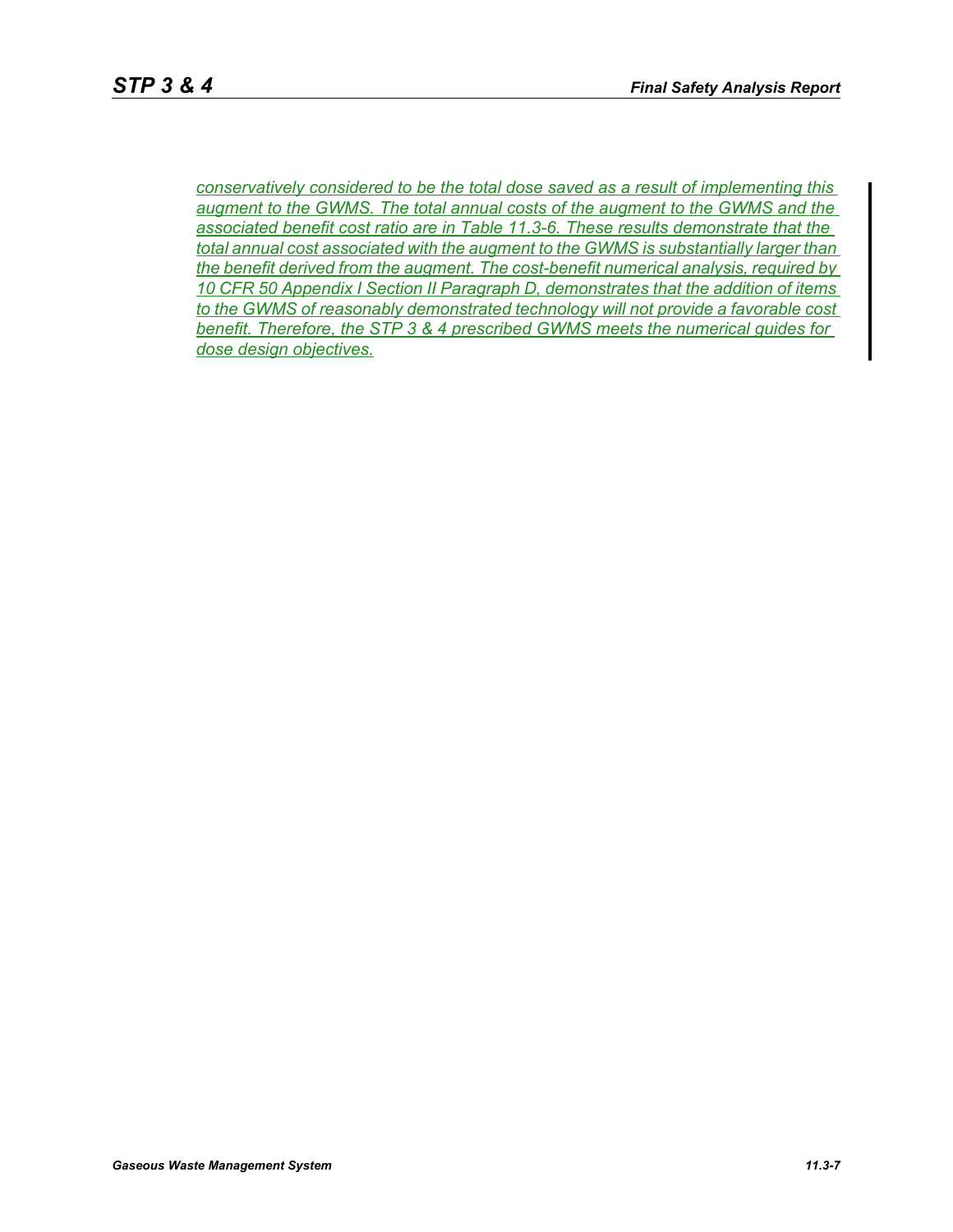*conservatively considered to be the total dose saved as a result of implementing this augment to the GWMS. The total annual costs of the augment to the GWMS and the associated benefit cost ratio are in Table 11.3-6. These results demonstrate that the total annual cost associated with the augment to the GWMS is substantially larger than the benefit derived from the augment. The cost-benefit numerical analysis, required by 10 CFR 50 Appendix I Section II Paragraph D, demonstrates that the addition of items to the GWMS of reasonably demonstrated technology will not provide a favorable cost benefit. Therefore, the STP 3 & 4 prescribed GWMS meets the numerical guides for dose design objectives.*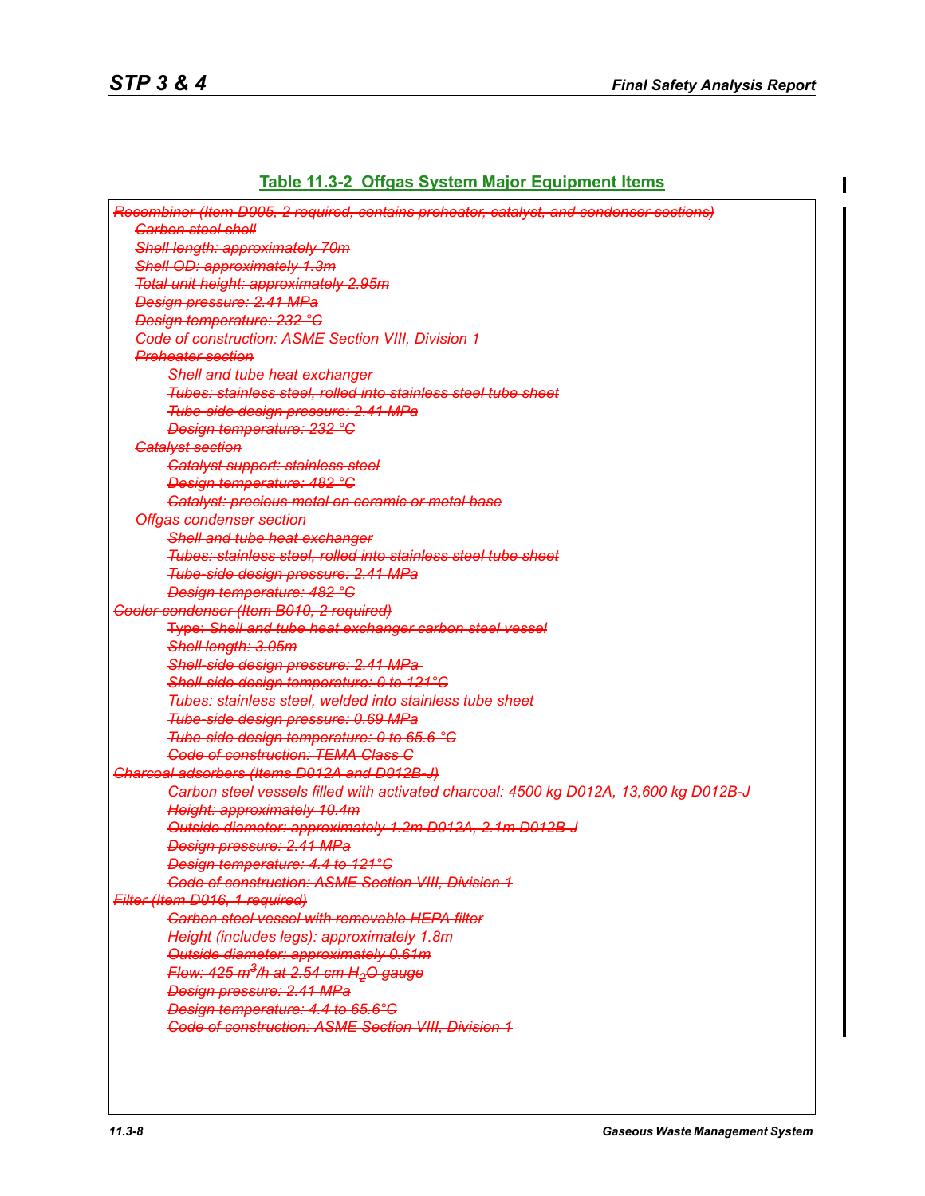## Table 11.3-2 Offgas System Major Equipment Items

~~Recombiner (Item D005, 2 required, contains preheater, catalyst, and condenser sections)~~

- ~~Carbon steel shell~~
- ~~Shell length: approximately 70m~~
- ~~Shell OD: approximately 1.3m~~
- ~~Total unit height: approximately 2.95m~~
- ~~Design pressure: 2.41 MPa~~
- ~~Design temperature: 232 °C~~
- ~~Code of construction: ASME Section VIII, Division 1~~
- ~~Preheater section~~
  - ~~Shell and tube heat exchanger~~
  - ~~Tubes: stainless steel, rolled into stainless steel tube sheet~~
  - ~~Tube-side design pressure: 2.41 MPa~~
  - ~~Design temperature: 232 °C~~
- ~~Catalyst section~~
  - ~~Catalyst support: stainless steel~~
  - ~~Design temperature: 482 °C~~
  - ~~Catalyst: precious metal on ceramic or metal base~~
- ~~Offgas condenser section~~
  - ~~Shell and tube heat exchanger~~
  - ~~Tubes: stainless steel, rolled into stainless steel tube sheet~~
  - ~~Tube-side design pressure: 2.41 MPa~~
  - ~~Design temperature: 482 °C~~

~~Cooler condenser (Item B010, 2 required)~~

- ~~Type: Shell and tube heat exchanger carbon steel vessel~~
- ~~Shell length: 3.05m~~
- ~~Shell-side design pressure: 2.41 MPa~~
- ~~Shell-side design temperature: 0 to 121°C~~
- ~~Tubes: stainless steel, welded into stainless tube sheet~~
- ~~Tube-side design pressure: 0.69 MPa~~
- ~~Tube-side design temperature: 0 to 65.6 °C~~
- ~~Code of construction: TEMA Class C~~

~~Charcoal adsorbers (Items D012A and D012B-J)~~

- ~~Carbon steel vessels filled with activated charcoal: 4500 kg D012A, 13,600 kg D012B-J~~
- ~~Height: approximately 10.4m~~
- ~~Outside diameter: approximately 1.2m D012A, 2.1m D012B-J~~
- ~~Design pressure: 2.41 MPa~~
- ~~Design temperature: 4.4 to 121°C~~
- ~~Code of construction: ASME Section VIII, Division 1~~

~~Filter (Item D016, 1 required)~~

- ~~Carbon steel vessel with removable HEPA filter~~
- ~~Height (includes legs): approximately 1.8m~~
- ~~Outside diameter: approximately 0.61m~~
- ~~Flow: 425 $m^3$/h at 2.54 cm $H_2O$ gauge~~
- ~~Design pressure: 2.41 MPa~~
- ~~Design temperature: 4.4 to 65.6°C~~
- ~~Code of construction: ASME Section VIII, Division 1~~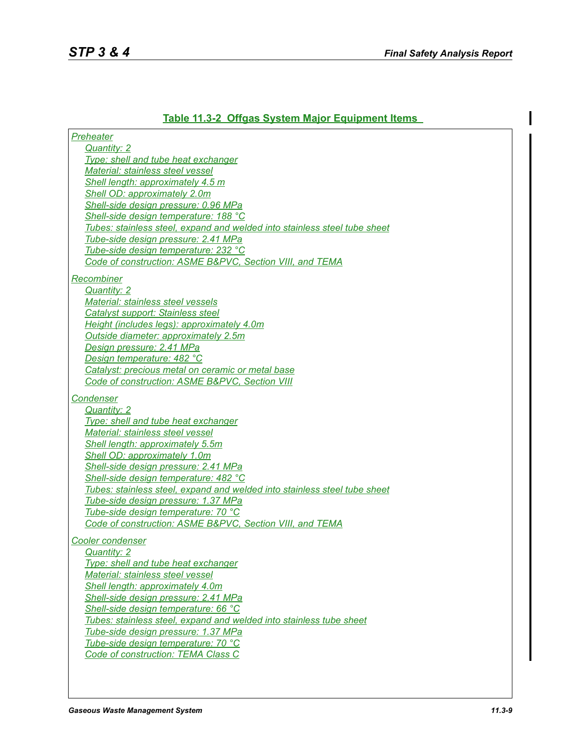## Table 11.3-2 Offgas System Major Equipment Items

**Preheater**

- Quantity: 2
- Type: shell and tube heat exchanger
- Material: stainless steel vessel
- Shell length: approximately 4.5 m
- Shell OD: approximately 2.0m
- Shell-side design pressure: 0.96 MPa
- Shell-side design temperature: 188 °C
- Tubes: stainless steel, expand and welded into stainless steel tube sheet
- Tube-side design pressure: 2.41 MPa
- Tube-side design temperature: 232 °C
- Code of construction: ASME B&PVC, Section VIII, and TEMA

**Recombiner**

- Quantity: 2
- Material: stainless steel vessels
- Catalyst support: Stainless steel
- Height (includes legs): approximately 4.0m
- Outside diameter: approximately 2.5m
- Design pressure: 2.41 MPa
- Design temperature: 482 °C
- Catalyst: precious metal on ceramic or metal base
- Code of construction: ASME B&PVC, Section VIII

**Condenser**

- Quantity: 2
- Type: shell and tube heat exchanger
- Material: stainless steel vessel
- Shell length: approximately 5.5m
- Shell OD: approximately 1.0m
- Shell-side design pressure: 2.41 MPa
- Shell-side design temperature: 482 °C
- Tubes: stainless steel, expand and welded into stainless steel tube sheet
- Tube-side design pressure: 1.37 MPa
- Tube-side design temperature: 70 °C
- Code of construction: ASME B&PVC, Section VIII, and TEMA

**Cooler condenser**

- Quantity: 2
- Type: shell and tube heat exchanger
- Material: stainless steel vessel
- Shell length: approximately 4.0m
- Shell-side design pressure: 2.41 MPa
- Shell-side design temperature: 66 °C
- Tubes: stainless steel, expand and welded into stainless tube sheet
- Tube-side design pressure: 1.37 MPa
- Tube-side design temperature: 70 °C
- Code of construction: TEMA Class C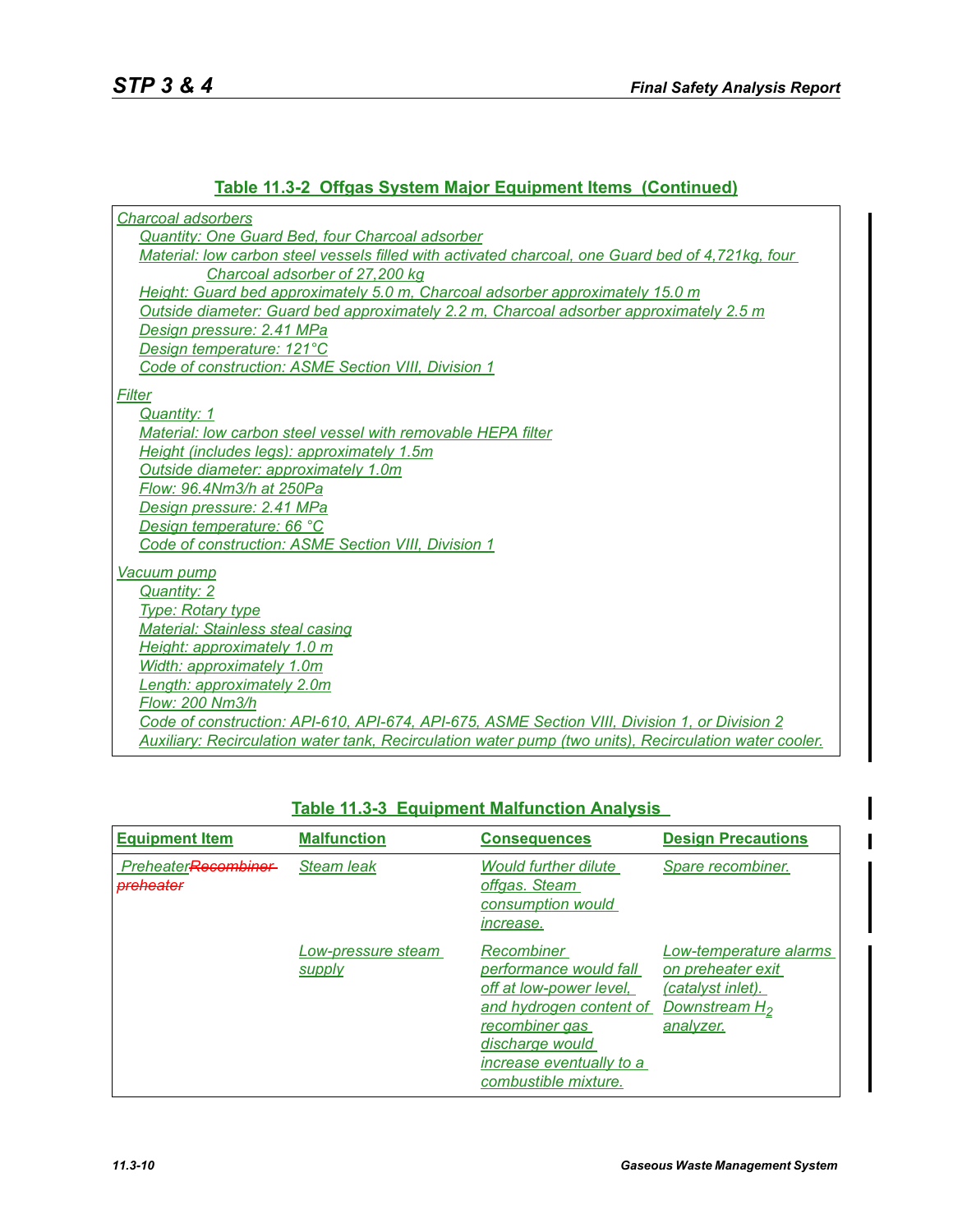## Table 11.3-2 Offgas System Major Equipment Items (Continued)

*Charcoal adsorbers*

- *Quantity: One Guard Bed, four Charcoal adsorber*
- *Material: low carbon steel vessels filled with activated charcoal, one Guard bed of 4,721kg, four Charcoal adsorber of 27,200 kg*
- *Height: Guard bed approximately 5.0 m, Charcoal adsorber approximately 15.0 m*
- *Outside diameter: Guard bed approximately 2.2 m, Charcoal adsorber approximately 2.5 m*
- *Design pressure: 2.41 MPa*
- *Design temperature: 121°C*
- *Code of construction: ASME Section VIII, Division 1*

*Filter*

- *Quantity: 1*
- *Material: low carbon steel vessel with removable HEPA filter*
- *Height (includes legs): approximately 1.5m*
- *Outside diameter: approximately 1.0m*
- *Flow: 96.4Nm3/h at 250Pa*
- *Design pressure: 2.41 MPa*
- *Design temperature: 66 °C*
- *Code of construction: ASME Section VIII, Division 1*

*Vacuum pump*

- *Quantity: 2*
- *Type: Rotary type*
- *Material: Stainless steal casing*
- *Height: approximately 1.0 m*
- *Width: approximately 1.0m*
- *Length: approximately 2.0m*
- *Flow: 200 Nm3/h*
- *Code of construction: API-610, API-674, API-675, ASME Section VIII, Division 1, or Division 2*
- *Auxiliary: Recirculation water tank, Recirculation water pump (two units), Recirculation water cooler.*

## Table 11.3-3 Equipment Malfunction Analysis

| Equipment Item | Malfunction | Consequences | Design Precautions |
|---|---|---|---|
| *Preheater* ~~*Recombiner preheater*~~ | *Steam leak* | *Would further dilute offgas. Steam consumption would increase.* | *Spare recombiner.* |
| | *Low-pressure steam supply* | *Recombiner performance would fall off at low-power level, and hydrogen content of recombiner gas discharge would increase eventually to a combustible mixture.* | *Low-temperature alarms on preheater exit (catalyst inlet). Downstream $H_2$ analyzer.* |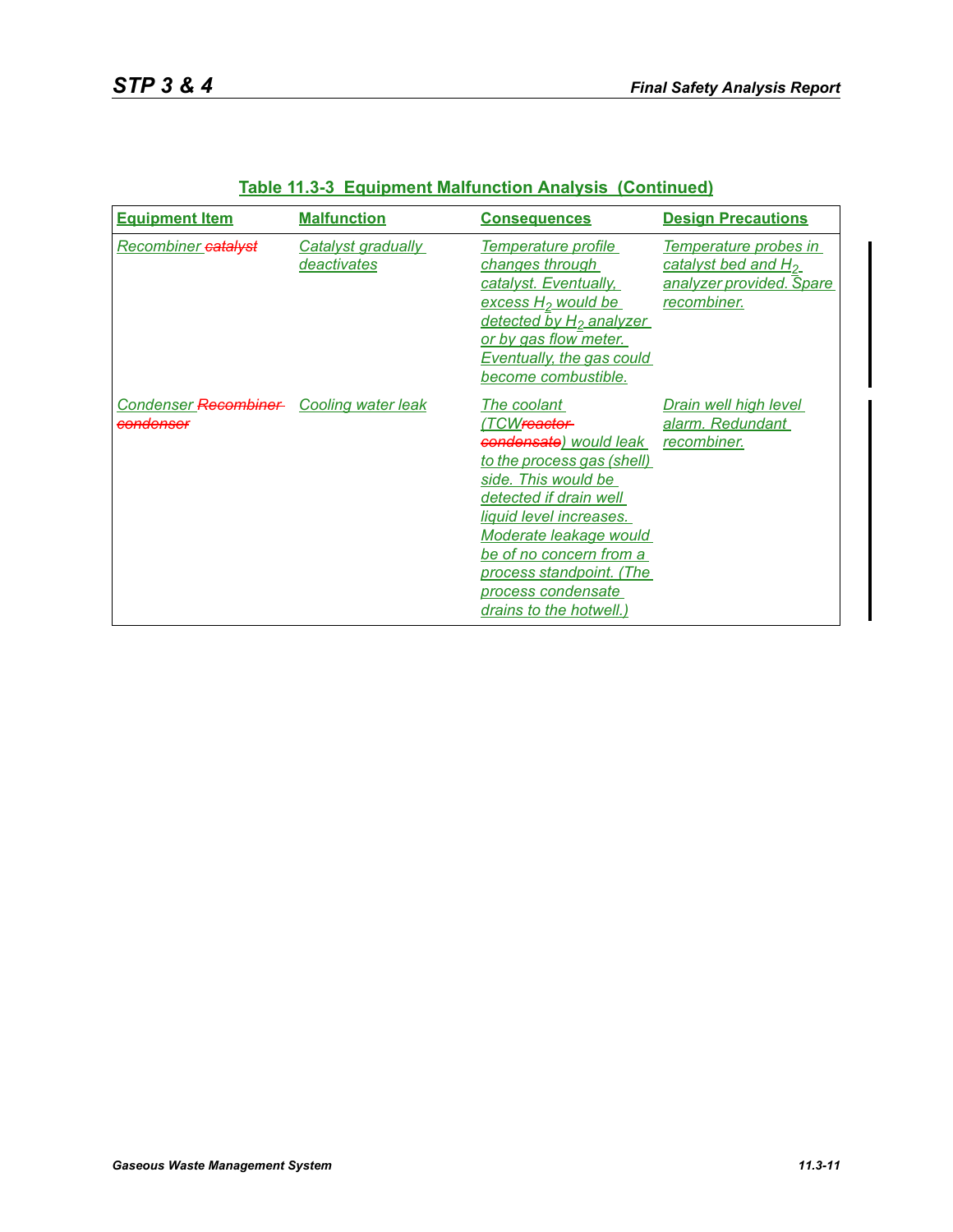**Table 11.3-3 Equipment Malfunction Analysis (Continued)**

| Equipment Item | Malfunction | Consequences | Design Precautions |
|---|---|---|---|
| Recombiner ~~catalyst~~ | Catalyst gradually deactivates | Temperature profile changes through catalyst. Eventually, excess $H_2$ would be detected by $H_2$ analyzer or by gas flow meter. Eventually, the gas could become combustible. | Temperature probes in catalyst bed and $H_2$ analyzer provided. Spare recombiner. |
| Condenser ~~Recombiner condenser~~ | Cooling water leak | The coolant (TCW~~reactor condensate~~) would leak to the process gas (shell) side. This would be detected if drain well liquid level increases. Moderate leakage would be of no concern from a process standpoint. (The process condensate drains to the hotwell.) | Drain well high level alarm. Redundant recombiner. |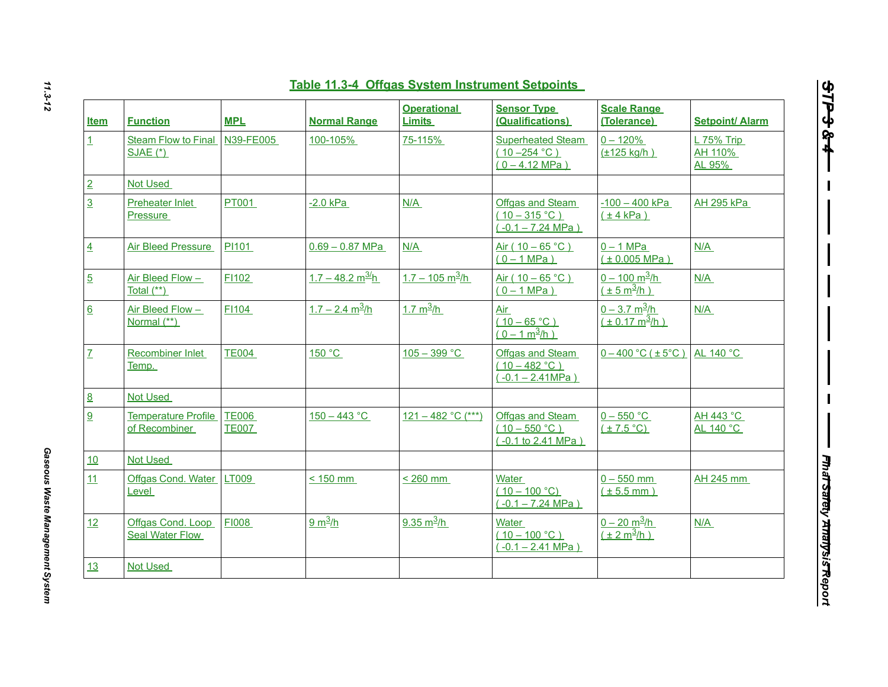## Table 11.3-4 Offgas System Instrument Setpoints

| Item | Function | MPL | Normal Range | Operational Limits | Sensor Type (Qualifications) | Scale Range (Tolerance) | Setpoint/ Alarm |
|---|---|---|---|---|---|---|---|
| 1 | Steam Flow to Final SJAE (*) | N39-FE005 | 100-105% | 75-115% | Superheated Steam ( 10 –254 °C ) ( 0 – 4.12 MPa ) | 0 – 120% (±125 kg/h ) | L 75% Trip AH 110% AL 95% |
| 2 | Not Used | | | | | | |
| 3 | Preheater Inlet Pressure | PT001 | -2.0 kPa | N/A | Offgas and Steam ( 10 – 315 °C ) ( -0.1 – 7.24 MPa ) | -100 – 400 kPa ( ± 4 kPa ) | AH 295 kPa |
| 4 | Air Bleed Pressure | PI101 | 0.69 – 0.87 MPa | N/A | Air ( 10 – 65 °C ) ( 0 – 1 MPa ) | 0 – 1 MPa ( ± 0.005 MPa ) | N/A |
| 5 | Air Bleed Flow – Total (**) | FI102 | 1.7 – 48.2 $m^3$/h | 1.7 – 105 $m^3$/h | Air ( 10 – 65 °C ) ( 0 – 1 MPa ) | 0 – 100 $m^3$/h ( ± 5 $m^3$/h ) | N/A |
| 6 | Air Bleed Flow – Normal (**) | FI104 | 1.7 – 2.4 $m^3$/h | 1.7 $m^3$/h | Air ( 10 – 65 °C ) ( 0 – 1 $m^3$/h ) | 0 – 3.7 $m^3$/h ( ± 0.17 $m^3$/h ) | N/A |
| 7 | Recombiner Inlet Temp. | TE004 | 150 °C | 105 – 399 °C | Offgas and Steam ( 10 – 482 °C ) ( -0.1 – 2.41MPa ) | 0 – 400 °C ( ± 5°C ) | AL 140 °C |
| 8 | Not Used | | | | | | |
| 9 | Temperature Profile of Recombiner | TE006 TE007 | 150 – 443 °C | 121 – 482 °C (***) | Offgas and Steam ( 10 – 550 °C ) ( -0.1 to 2.41 MPa ) | 0 – 550 °C ( ± 7.5 °C) | AH 443 °C AL 140 °C |
| 10 | Not Used | | | | | | |
| 11 | Offgas Cond. Water Level | LT009 | < 150 mm | < 260 mm | Water ( 10 – 100 °C) ( -0.1 – 7.24 MPa ) | 0 – 550 mm ( ± 5.5 mm ) | AH 245 mm |
| 12 | Offgas Cond. Loop Seal Water Flow | FI008 | 9 $m^3$/h | 9.35 $m^3$/h | Water ( 10 – 100 °C ) ( -0.1 – 2.41 MPa ) | 0 – 20 $m^3$/h ( ± 2 $m^3$/h ) | N/A |
| 13 | Not Used | | | | | | |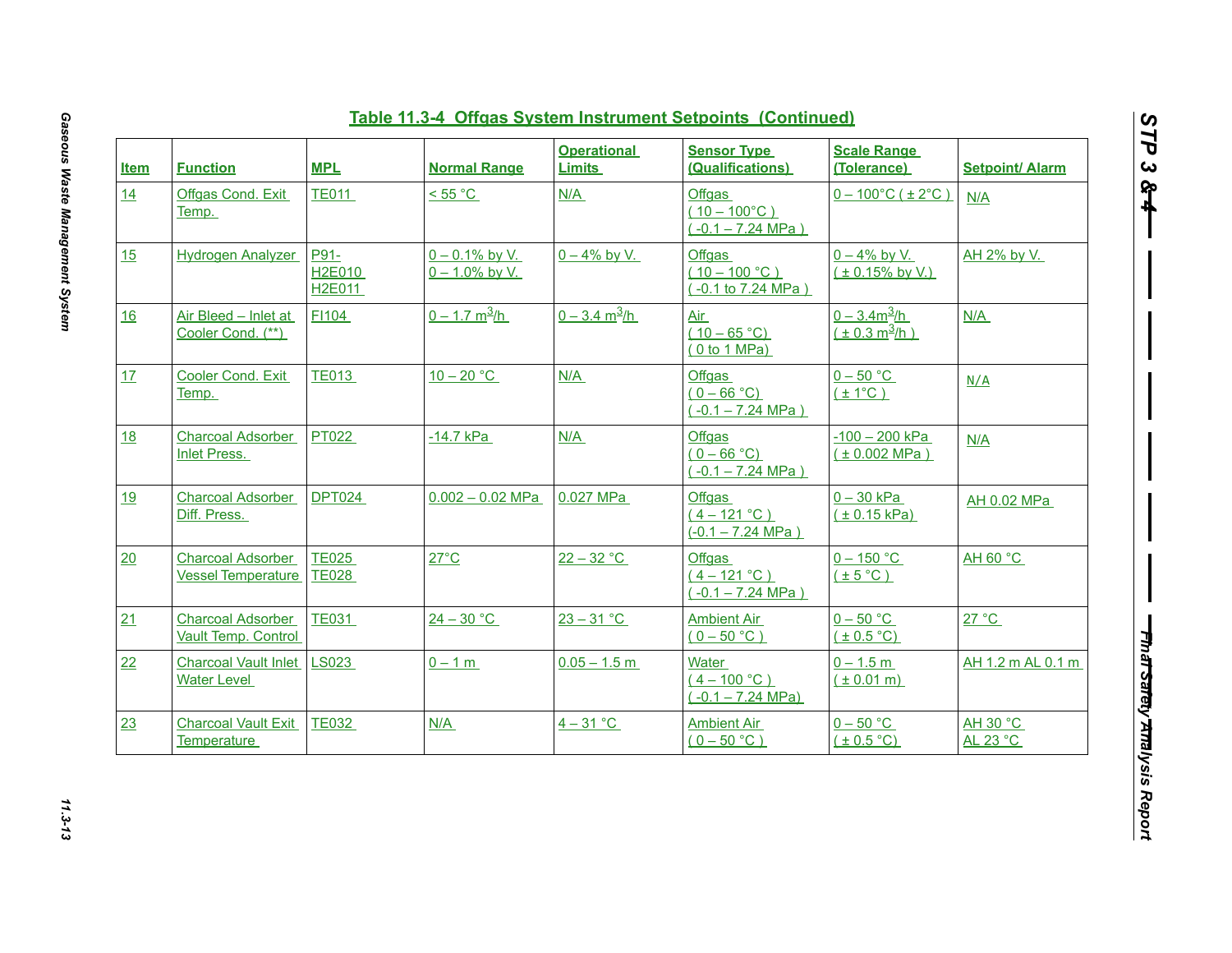## Table 11.3-4 Offgas System Instrument Setpoints (Continued)

| Item | Function | MPL | Normal Range | Operational Limits | Sensor Type (Qualifications) | Scale Range (Tolerance) | Setpoint/ Alarm |
|---|---|---|---|---|---|---|---|
| 14 | Offgas Cond. Exit Temp. | TE011 | < 55 °C | N/A | Offgas ( 10 – 100°C ) ( -0.1 – 7.24 MPa ) | 0 – 100°C ( ± 2°C ) | N/A |
| 15 | Hydrogen Analyzer | P91-H2E010 H2E011 | 0 – 0.1% by V. 0 – 1.0% by V. | 0 – 4% by V. | Offgas ( 10 – 100 °C ) ( -0.1 to 7.24 MPa ) | 0 – 4% by V. ( ± 0.15% by V.) | AH 2% by V. |
| 16 | Air Bleed – Inlet at Cooler Cond. (**) | FI104 | 0 – 1.7 $m^3/h$ | 0 – 3.4 $m^3/h$ | Air ( 10 – 65 °C) ( 0 to 1 MPa) | 0 – 3.4$m^3/h$ ( ± 0.3 $m^3/h$ ) | N/A |
| 17 | Cooler Cond. Exit Temp. | TE013 | 10 – 20 °C | N/A | Offgas ( 0 – 66 °C) ( -0.1 – 7.24 MPa ) | 0 – 50 °C ( ± 1°C ) | N/A |
| 18 | Charcoal Adsorber Inlet Press. | PT022 | -14.7 kPa | N/A | Offgas ( 0 – 66 °C) ( -0.1 – 7.24 MPa ) | -100 – 200 kPa ( ± 0.002 MPa ) | N/A |
| 19 | Charcoal Adsorber Diff. Press. | DPT024 | 0.002 – 0.02 MPa | 0.027 MPa | Offgas ( 4 – 121 °C ) (-0.1 – 7.24 MPa ) | 0 – 30 kPa ( ± 0.15 kPa) | AH 0.02 MPa |
| 20 | Charcoal Adsorber Vessel Temperature | TE025 TE028 | 27°C | 22 – 32 °C | Offgas ( 4 – 121 °C ) ( -0.1 – 7.24 MPa ) | 0 – 150 °C ( ± 5 °C ) | AH 60 °C |
| 21 | Charcoal Adsorber Vault Temp. Control | TE031 | 24 – 30 °C | 23 – 31 °C | Ambient Air ( 0 – 50 °C ) | 0 – 50 °C ( ± 0.5 °C) | 27 °C |
| 22 | Charcoal Vault Inlet Water Level | LS023 | 0 – 1 m | 0.05 – 1.5 m | Water ( 4 – 100 °C ) ( -0.1 – 7.24 MPa) | 0 – 1.5 m ( ± 0.01 m) | AH 1.2 m AL 0.1 m |
| 23 | Charcoal Vault Exit Temperature | TE032 | N/A | 4 – 31 °C | Ambient Air ( 0 – 50 °C ) | 0 – 50 °C ( ± 0.5 °C) | AH 30 °C AL 23 °C |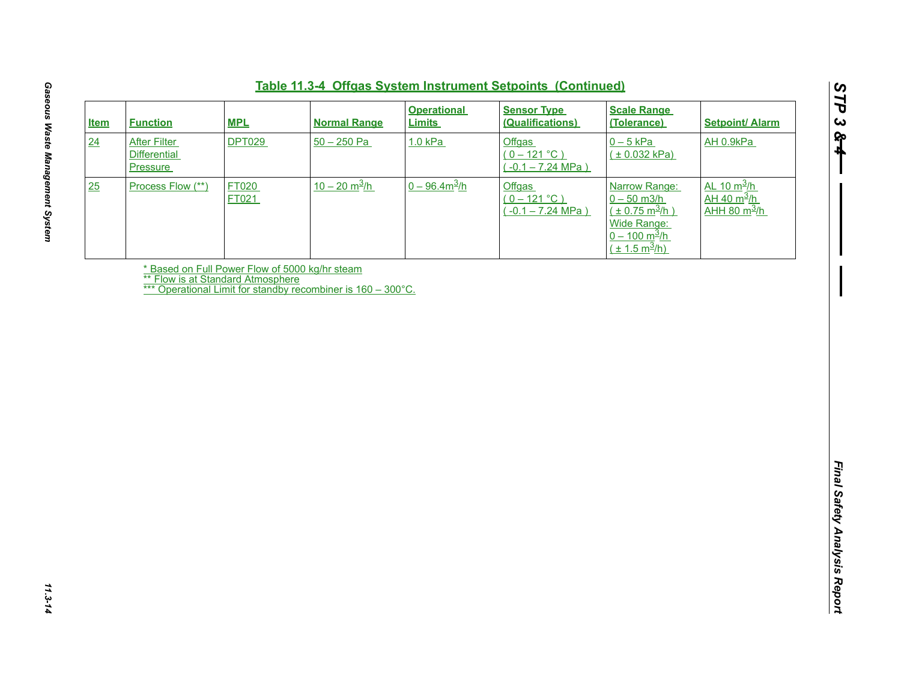## Table 11.3-4 Offgas System Instrument Setpoints (Continued)

| Item | Function | MPL | Normal Range | Operational Limits | Sensor Type (Qualifications) | Scale Range (Tolerance) | Setpoint/ Alarm |
|---|---|---|---|---|---|---|---|
| 24 | After Filter Differential Pressure | DPT029 | 50 – 250 Pa | 1.0 kPa | Offgas ( 0 – 121 °C ) ( -0.1 – 7.24 MPa ) | 0 – 5 kPa ( ± 0.032 kPa) | AH 0.9kPa |
| 25 | Process Flow (**) | FT020 FT021 | 10 – 20 $m^3$/h | 0 – 96.4$m^3$/h | Offgas ( 0 – 121 °C ) ( -0.1 – 7.24 MPa ) | Narrow Range: 0 – 50 m3/h ( ± 0.75 $m^3$/h ) Wide Range: 0 – 100 $m^3$/h ( ± 1.5 $m^3$/h) | AL 10 $m^3$/h AH 40 $m^3$/h AHH 80 $m^3$/h |

* Based on Full Power Flow of 5000 kg/hr steam
** Flow is at Standard Atmosphere
*** Operational Limit for standby recombiner is 160 – 300°C.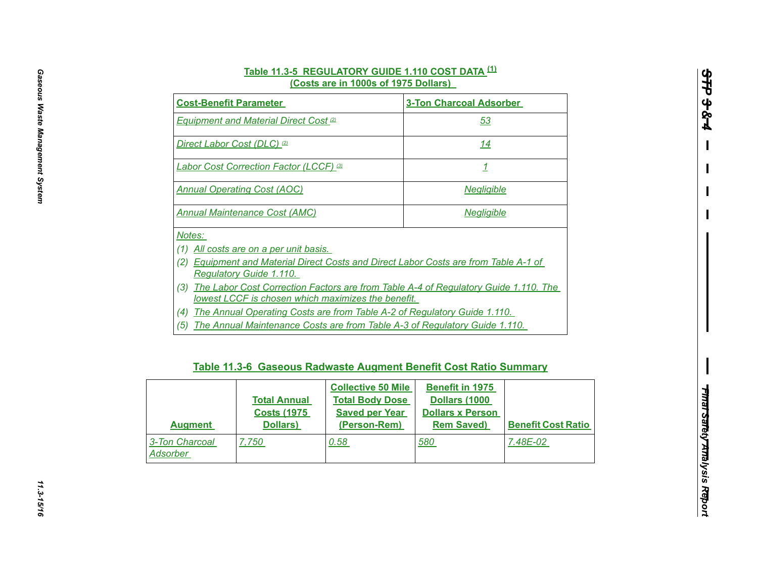## Table 11.3-5 REGULATORY GUIDE 1.110 COST DATA [1]
### (Costs are in 1000s of 1975 Dollars)

| Cost-Benefit Parameter | 3-Ton Charcoal Adsorber |
|---|---|
| *Equipment and Material Direct Cost* [2] | *53* |
| *Direct Labor Cost (DLC)* [2] | *14* |
| *Labor Cost Correction Factor (LCCF)* [3] | *1* |
| *Annual Operating Cost (AOC)* | *Negligible* |
| *Annual Maintenance Cost (AMC)* | *Negligible* |

*Notes:*

*(1) All costs are on a per unit basis.*

*(2) Equipment and Material Direct Costs and Direct Labor Costs are from Table A-1 of Regulatory Guide 1.110.*

*(3) The Labor Cost Correction Factors are from Table A-4 of Regulatory Guide 1.110. The lowest LCCF is chosen which maximizes the benefit.*

*(4) The Annual Operating Costs are from Table A-2 of Regulatory Guide 1.110.*

*(5) The Annual Maintenance Costs are from Table A-3 of Regulatory Guide 1.110.*

## Table 11.3-6 Gaseous Radwaste Augment Benefit Cost Ratio Summary

| Augment | Total Annual Costs (1975 Dollars) | Collective 50 Mile Total Body Dose Saved per Year (Person-Rem) | Benefit in 1975 Dollars (1000 Dollars x Person Rem Saved) | Benefit Cost Ratio |
|---|---|---|---|---|
| *3-Ton Charcoal Adsorber* | *7,750* | *0.58* | *580* | *7.48E-02* |